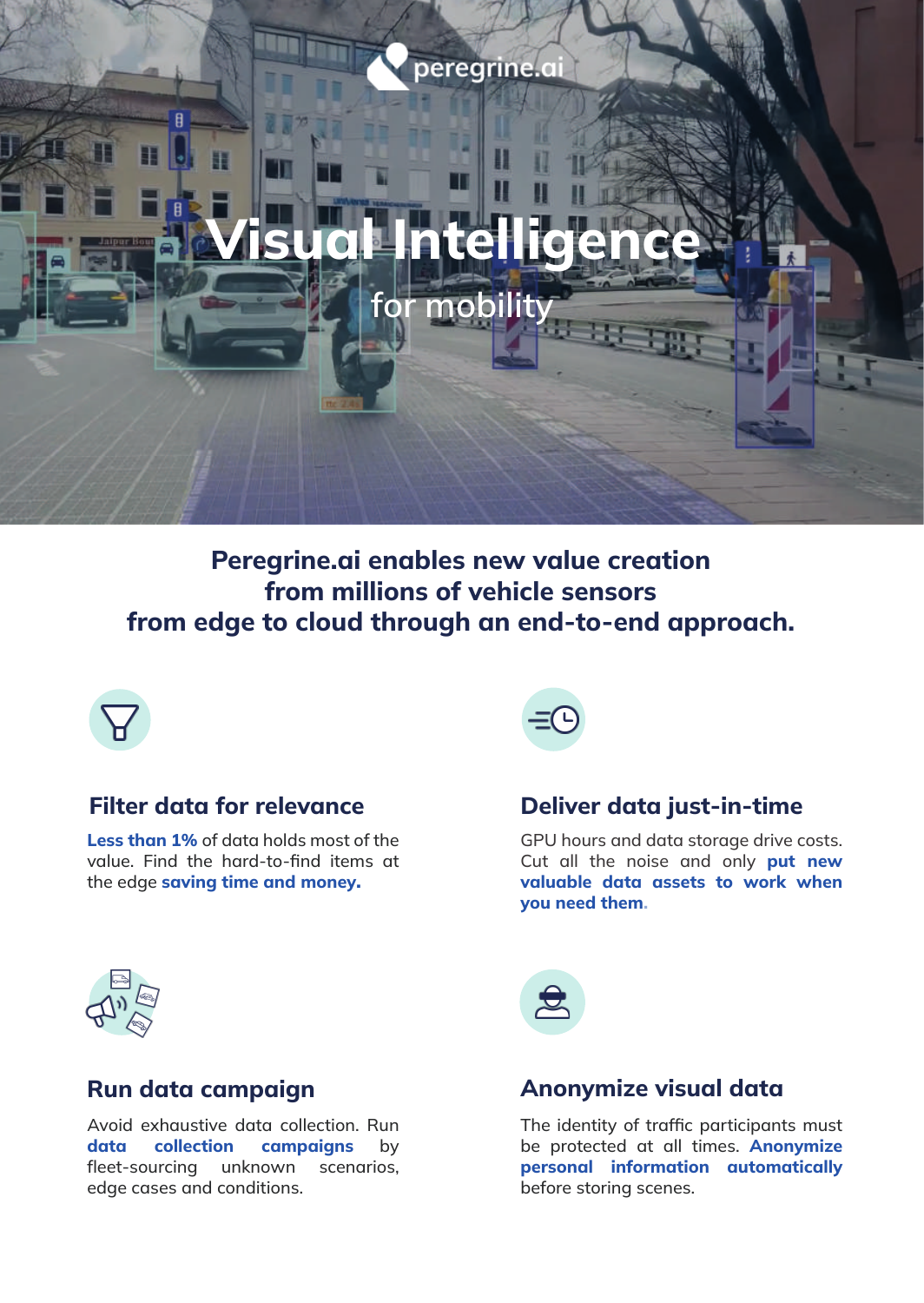peregrine.ai

# Visual Intelligence

for mobility

**Peregrine.ai enables new value creation from millions of vehicle sensors from edge to cloud through an end-to-end approach.**

## Filter data for relevance

**Less than 1%** of data holds most of the value. Find the hard-to-find items at the edge **saving time and money.**

## Deliver data just-in-time

GPU hours and data storage drive costs. Cut all the noise and only **put new valuable data assets to work when you need them.**

## Run data campaign

Avoid exhaustive data collection. Run **data collection campaigns** by fleet-sourcing unknown scenarios, edge cases and conditions.

## Anonymize visual data

The identity of traffic participants must be protected at all times. **Anonymize personal information automatically** before storing scenes.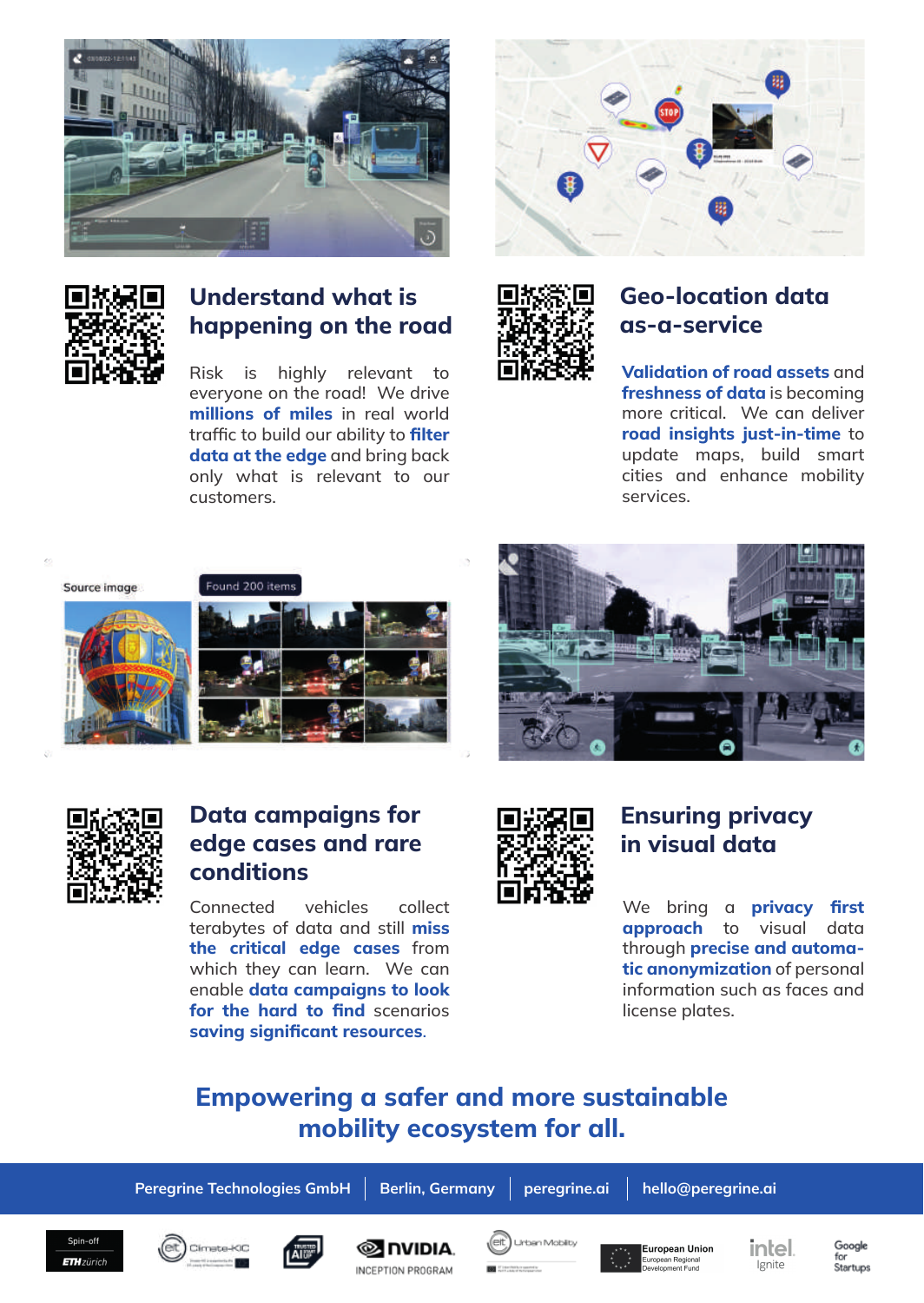## Understand what is happening on the road

Risk is highly relevant to everyone on the road! We drive **millions of miles** in real world traffic to build our ability to **filter data at the edge** and bring back only what is relevant to our customers.

## Geo-location data as-a-service

**Validation of road assets** and **freshness of data** is becoming more critical. We can deliver **road insights just-in-time** to update maps, build smart cities and enhance mobility services.

## Data campaigns for edge cases and rare conditions

Connected vehicles collect terabytes of data and still **miss the critical edge cases** from which they can learn. We can enable **data campaigns to look for the hard to find** scenarios **saving significant resources**.

## Ensuring privacy in visual data

We bring a **privacy first approach** to visual data through **precise and automatic anonymization** of personal information such as faces and license plates.

## Empowering a safer and more sustainable mobility ecosystem for all.

Peregrine Technologies GmbH | Berlin, Germany | peregrine.ai | hello@peregrine.ai